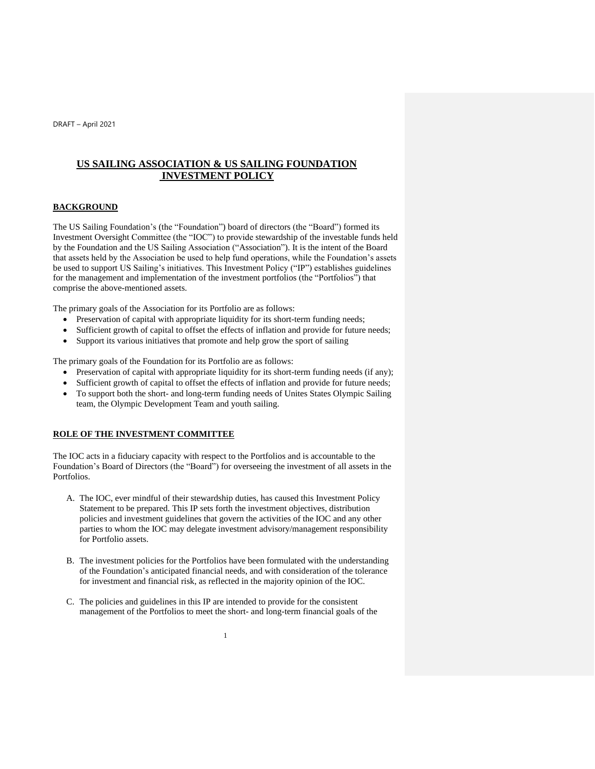DRAFT – April 2021

# US SAILING ASSOCIATION & US SAILING FOUNDATION INVESTMENT POLICY

## BACKGROUND

The US Sailing Foundation's (the "Foundation") board of directors (the "Board") formed its Investment Oversight Committee (the "IOC") to provide stewardship of the investable funds held by the Foundation and the US Sailing Association ("Association"). It is the intent of the Board that assets held by the Association be used to help fund operations, while the Foundation's assets be used to support US Sailing's initiatives. This Investment Policy ("IP") establishes guidelines for the management and implementation of the investment portfolios (the "Portfolios") that comprise the above-mentioned assets.

The primary goals of the Association for its Portfolio are as follows:

- Preservation of capital with appropriate liquidity for its short-term funding needs;
- Sufficient growth of capital to offset the effects of inflation and provide for future needs;
- Support its various initiatives that promote and help grow the sport of sailing

The primary goals of the Foundation for its Portfolio are as follows:

- Preservation of capital with appropriate liquidity for its short-term funding needs (if any);
- Sufficient growth of capital to offset the effects of inflation and provide for future needs;
- To support both the short- and long-term funding needs of Unites States Olympic Sailing team, the Olympic Development Team and youth sailing.

## ROLE OF THE INVESTMENT COMMITTEE

The IOC acts in a fiduciary capacity with respect to the Portfolios and is accountable to the Foundation's Board of Directors (the "Board") for overseeing the investment of all assets in the Portfolios.

A. The IOC, ever mindful of their stewardship duties, has caused this Investment Policy Statement to be prepared. This IP sets forth the investment objectives, distribution policies and investment guidelines that govern the activities of the IOC and any other parties to whom the IOC may delegate investment advisory/management responsibility for Portfolio assets.

B. The investment policies for the Portfolios have been formulated with the understanding of the Foundation's anticipated financial needs, and with consideration of the tolerance for investment and financial risk, as reflected in the majority opinion of the IOC.

C. The policies and guidelines in this IP are intended to provide for the consistent management of the Portfolios to meet the short- and long-term financial goals of the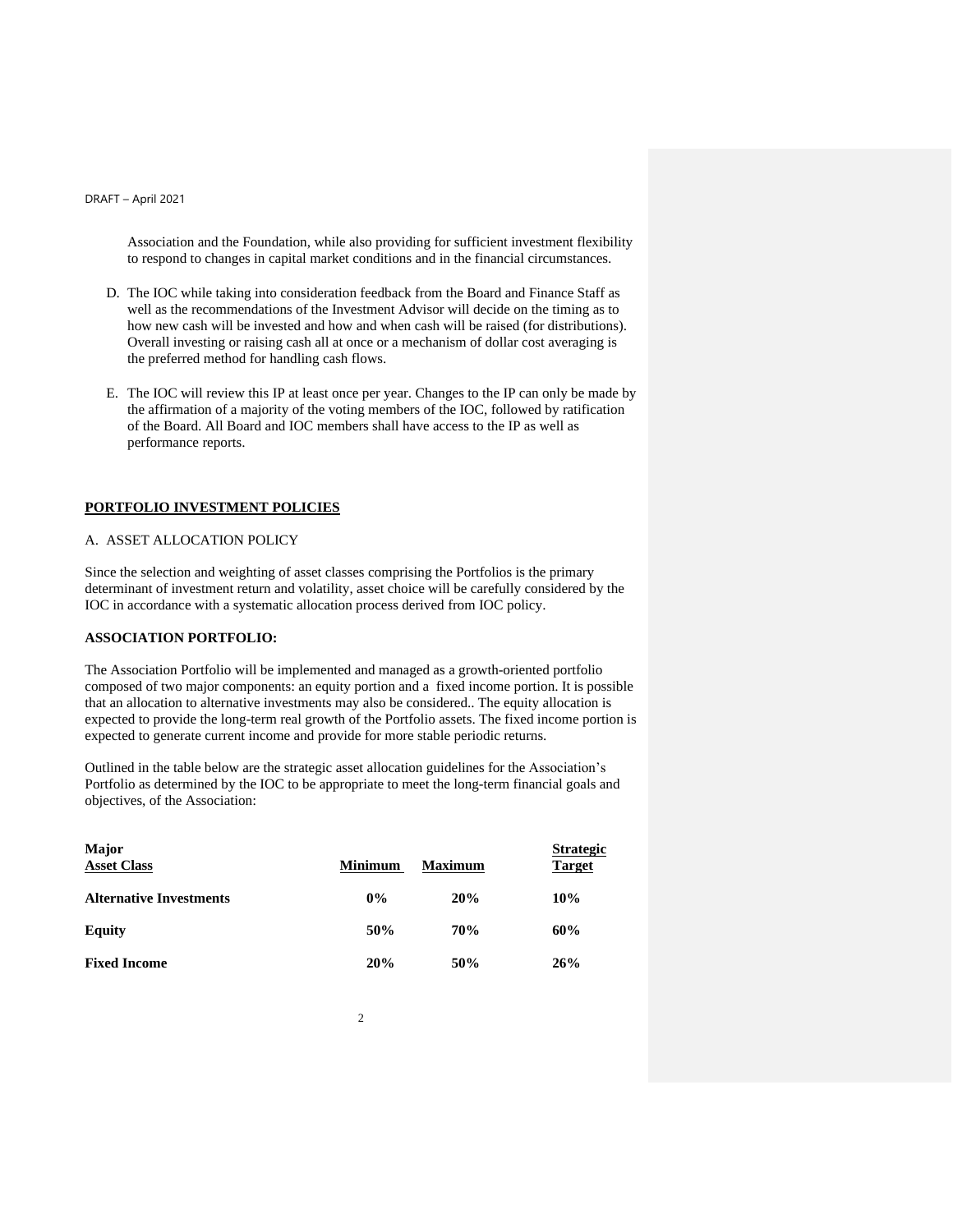Association and the Foundation, while also providing for sufficient investment flexibility to respond to changes in capital market conditions and in the financial circumstances.

D. The IOC while taking into consideration feedback from the Board and Finance Staff as well as the recommendations of the Investment Advisor will decide on the timing as to how new cash will be invested and how and when cash will be raised (for distributions). Overall investing or raising cash all at once or a mechanism of dollar cost averaging is the preferred method for handling cash flows.

E. The IOC will review this IP at least once per year. Changes to the IP can only be made by the affirmation of a majority of the voting members of the IOC, followed by ratification of the Board. All Board and IOC members shall have access to the IP as well as performance reports.

## PORTFOLIO INVESTMENT POLICIES

A. ASSET ALLOCATION POLICY

Since the selection and weighting of asset classes comprising the Portfolios is the primary determinant of investment return and volatility, asset choice will be carefully considered by the IOC in accordance with a systematic allocation process derived from IOC policy.

**ASSOCIATION PORTFOLIO:**

The Association Portfolio will be implemented and managed as a growth-oriented portfolio composed of two major components: an equity portion and a  fixed income portion. It is possible that an allocation to alternative investments may also be considered.. The equity allocation is expected to provide the long-term real growth of the Portfolio assets. The fixed income portion is expected to generate current income and provide for more stable periodic returns.

Outlined in the table below are the strategic asset allocation guidelines for the Association's Portfolio as determined by the IOC to be appropriate to meet the long-term financial goals and objectives, of the Association:

| Major Asset Class | Minimum | Maximum | Strategic Target |
|---|---|---|---|
| **Alternative Investments** | **0%** | **20%** | **10%** |
| **Equity** | **50%** | **70%** | **60%** |
| **Fixed Income** | **20%** | **50%** | **26%** |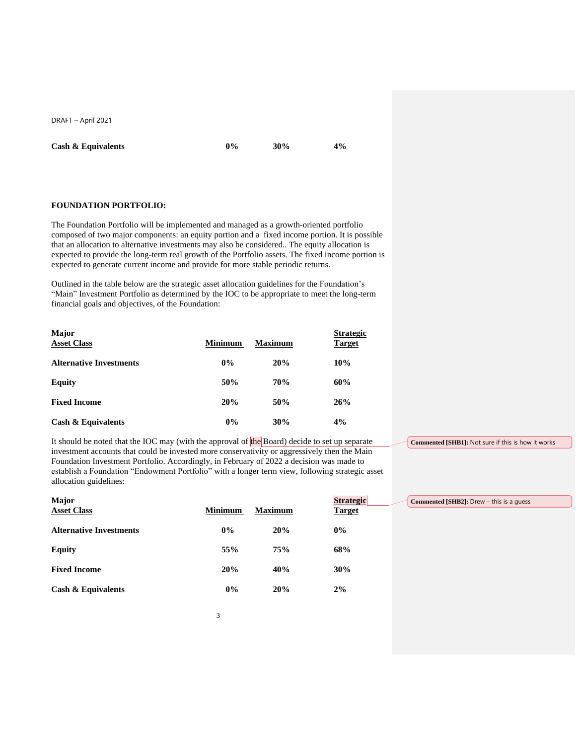| Cash & Equivalents | 0% | 30% | 4% |
|---|---|---|---|

**FOUNDATION PORTFOLIO:**

The Foundation Portfolio will be implemented and managed as a growth-oriented portfolio composed of two major components: an equity portion and a  fixed income portion. It is possible that an allocation to alternative investments may also be considered.. The equity allocation is expected to provide the long-term real growth of the Portfolio assets. The fixed income portion is expected to generate current income and provide for more stable periodic returns.

Outlined in the table below are the strategic asset allocation guidelines for the Foundation's "Main" Investment Portfolio as determined by the IOC to be appropriate to meet the long-term financial goals and objectives, of the Foundation:

| Major Asset Class | Minimum | Maximum | Strategic Target |
|---|---|---|---|
| **Alternative Investments** | **0%** | **20%** | **10%** |
| **Equity** | **50%** | **70%** | **60%** |
| **Fixed Income** | **20%** | **50%** | **26%** |
| **Cash & Equivalents** | **0%** | **30%** | **4%** |

It should be noted that the IOC may (with the approval of the Board) decide to set up separate investment accounts that could be invested more conservativity or aggressively then the Main Foundation Investment Portfolio. Accordingly, in February of 2022 a decision was made to establish a Foundation "Endowment Portfolio" with a longer term view, following strategic asset allocation guidelines:

Commented [SHB1]: Not sure if this is how it works

| Major Asset Class | Minimum | Maximum | Strategic Target |
|---|---|---|---|
| **Alternative Investments** | **0%** | **20%** | **0%** |
| **Equity** | **55%** | **75%** | **68%** |
| **Fixed Income** | **20%** | **40%** | **30%** |
| **Cash & Equivalents** | **0%** | **20%** | **2%** |

Commented [SHB2]: Drew – this is a guess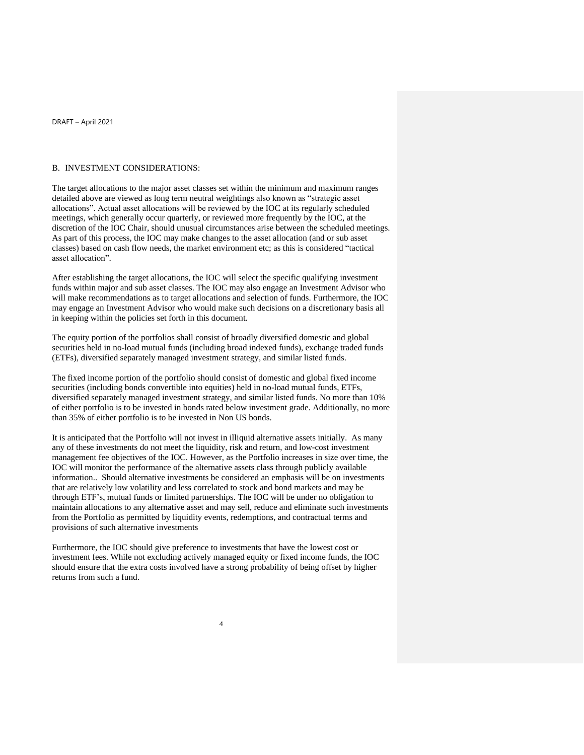## B. INVESTMENT CONSIDERATIONS:

The target allocations to the major asset classes set within the minimum and maximum ranges detailed above are viewed as long term neutral weightings also known as "strategic asset allocations". Actual asset allocations will be reviewed by the IOC at its regularly scheduled meetings, which generally occur quarterly, or reviewed more frequently by the IOC, at the discretion of the IOC Chair, should unusual circumstances arise between the scheduled meetings. As part of this process, the IOC may make changes to the asset allocation (and or sub asset classes) based on cash flow needs, the market environment etc; as this is considered "tactical asset allocation".

After establishing the target allocations, the IOC will select the specific qualifying investment funds within major and sub asset classes. The IOC may also engage an Investment Advisor who will make recommendations as to target allocations and selection of funds. Furthermore, the IOC may engage an Investment Advisor who would make such decisions on a discretionary basis all in keeping within the policies set forth in this document.

The equity portion of the portfolios shall consist of broadly diversified domestic and global securities held in no-load mutual funds (including broad indexed funds), exchange traded funds (ETFs), diversified separately managed investment strategy, and similar listed funds.

The fixed income portion of the portfolio should consist of domestic and global fixed income securities (including bonds convertible into equities) held in no-load mutual funds, ETFs, diversified separately managed investment strategy, and similar listed funds. No more than 10% of either portfolio is to be invested in bonds rated below investment grade. Additionally, no more than 35% of either portfolio is to be invested in Non US bonds.

It is anticipated that the Portfolio will not invest in illiquid alternative assets initially. As many any of these investments do not meet the liquidity, risk and return, and low-cost investment management fee objectives of the IOC. However, as the Portfolio increases in size over time, the IOC will monitor the performance of the alternative assets class through publicly available information.. Should alternative investments be considered an emphasis will be on investments that are relatively low volatility and less correlated to stock and bond markets and may be through ETF's, mutual funds or limited partnerships. The IOC will be under no obligation to maintain allocations to any alternative asset and may sell, reduce and eliminate such investments from the Portfolio as permitted by liquidity events, redemptions, and contractual terms and provisions of such alternative investments

Furthermore, the IOC should give preference to investments that have the lowest cost or investment fees. While not excluding actively managed equity or fixed income funds, the IOC should ensure that the extra costs involved have a strong probability of being offset by higher returns from such a fund.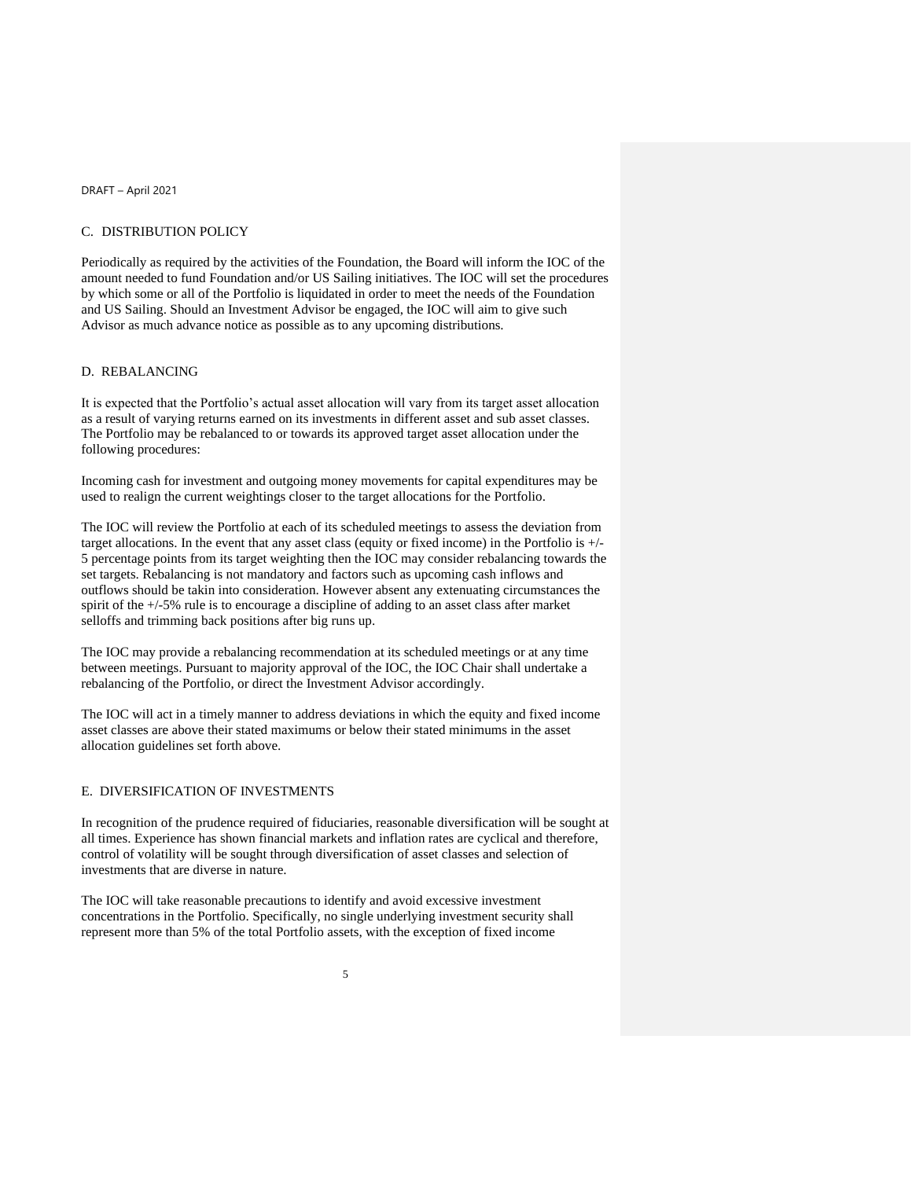## C. DISTRIBUTION POLICY

Periodically as required by the activities of the Foundation, the Board will inform the IOC of the amount needed to fund Foundation and/or US Sailing initiatives. The IOC will set the procedures by which some or all of the Portfolio is liquidated in order to meet the needs of the Foundation and US Sailing. Should an Investment Advisor be engaged, the IOC will aim to give such Advisor as much advance notice as possible as to any upcoming distributions.

## D. REBALANCING

It is expected that the Portfolio's actual asset allocation will vary from its target asset allocation as a result of varying returns earned on its investments in different asset and sub asset classes. The Portfolio may be rebalanced to or towards its approved target asset allocation under the following procedures:

Incoming cash for investment and outgoing money movements for capital expenditures may be used to realign the current weightings closer to the target allocations for the Portfolio.

The IOC will review the Portfolio at each of its scheduled meetings to assess the deviation from target allocations. In the event that any asset class (equity or fixed income) in the Portfolio is +/- 5 percentage points from its target weighting then the IOC may consider rebalancing towards the set targets. Rebalancing is not mandatory and factors such as upcoming cash inflows and outflows should be takin into consideration. However absent any extenuating circumstances the spirit of the +/-5% rule is to encourage a discipline of adding to an asset class after market selloffs and trimming back positions after big runs up.

The IOC may provide a rebalancing recommendation at its scheduled meetings or at any time between meetings. Pursuant to majority approval of the IOC, the IOC Chair shall undertake a rebalancing of the Portfolio, or direct the Investment Advisor accordingly.

The IOC will act in a timely manner to address deviations in which the equity and fixed income asset classes are above their stated maximums or below their stated minimums in the asset allocation guidelines set forth above.

## E. DIVERSIFICATION OF INVESTMENTS

In recognition of the prudence required of fiduciaries, reasonable diversification will be sought at all times. Experience has shown financial markets and inflation rates are cyclical and therefore, control of volatility will be sought through diversification of asset classes and selection of investments that are diverse in nature.

The IOC will take reasonable precautions to identify and avoid excessive investment concentrations in the Portfolio. Specifically, no single underlying investment security shall represent more than 5% of the total Portfolio assets, with the exception of fixed income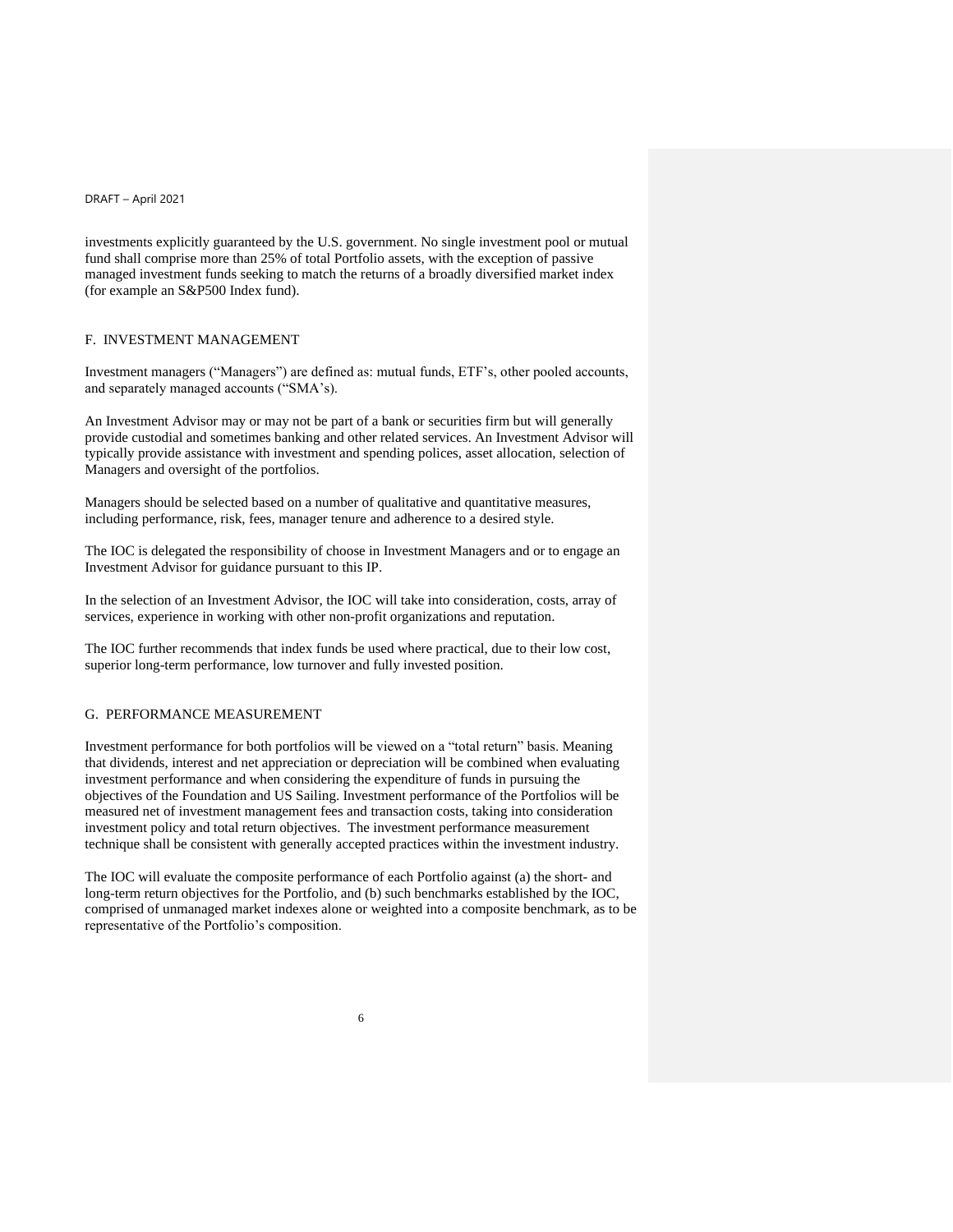investments explicitly guaranteed by the U.S. government. No single investment pool or mutual fund shall comprise more than 25% of total Portfolio assets, with the exception of passive managed investment funds seeking to match the returns of a broadly diversified market index (for example an S&P500 Index fund).

## F. INVESTMENT MANAGEMENT

Investment managers ("Managers") are defined as: mutual funds, ETF's, other pooled accounts, and separately managed accounts ("SMA's).

An Investment Advisor may or may not be part of a bank or securities firm but will generally provide custodial and sometimes banking and other related services. An Investment Advisor will typically provide assistance with investment and spending polices, asset allocation, selection of Managers and oversight of the portfolios.

Managers should be selected based on a number of qualitative and quantitative measures, including performance, risk, fees, manager tenure and adherence to a desired style.

The IOC is delegated the responsibility of choose in Investment Managers and or to engage an Investment Advisor for guidance pursuant to this IP.

In the selection of an Investment Advisor, the IOC will take into consideration, costs, array of services, experience in working with other non-profit organizations and reputation.

The IOC further recommends that index funds be used where practical, due to their low cost, superior long-term performance, low turnover and fully invested position.

## G. PERFORMANCE MEASUREMENT

Investment performance for both portfolios will be viewed on a "total return" basis. Meaning that dividends, interest and net appreciation or depreciation will be combined when evaluating investment performance and when considering the expenditure of funds in pursuing the objectives of the Foundation and US Sailing. Investment performance of the Portfolios will be measured net of investment management fees and transaction costs, taking into consideration investment policy and total return objectives. The investment performance measurement technique shall be consistent with generally accepted practices within the investment industry.

The IOC will evaluate the composite performance of each Portfolio against (a) the short- and long-term return objectives for the Portfolio, and (b) such benchmarks established by the IOC, comprised of unmanaged market indexes alone or weighted into a composite benchmark, as to be representative of the Portfolio's composition.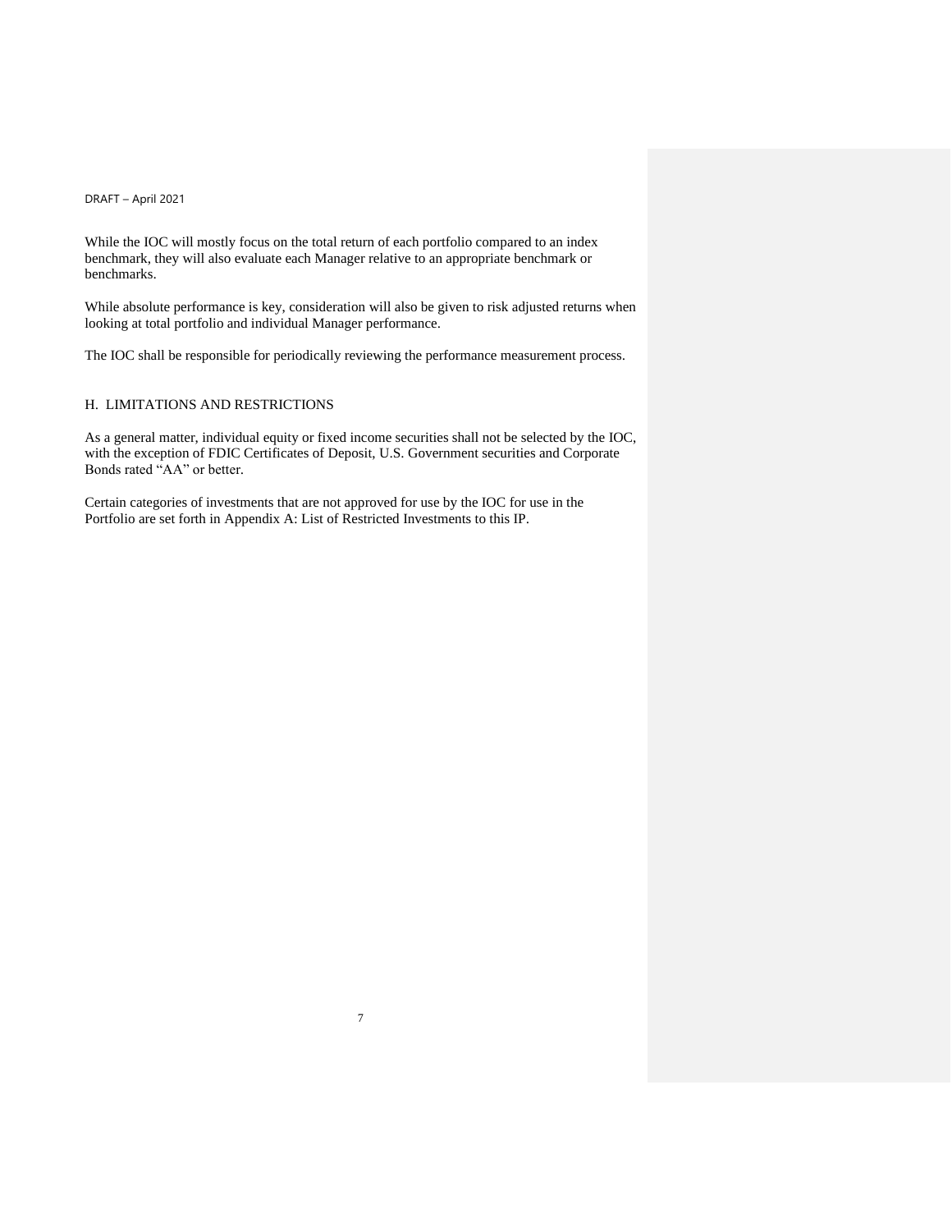While the IOC will mostly focus on the total return of each portfolio compared to an index benchmark, they will also evaluate each Manager relative to an appropriate benchmark or benchmarks.

While absolute performance is key, consideration will also be given to risk adjusted returns when looking at total portfolio and individual Manager performance.

The IOC shall be responsible for periodically reviewing the performance measurement process.

## H. LIMITATIONS AND RESTRICTIONS

As a general matter, individual equity or fixed income securities shall not be selected by the IOC, with the exception of FDIC Certificates of Deposit, U.S. Government securities and Corporate Bonds rated "AA" or better.

Certain categories of investments that are not approved for use by the IOC for use in the Portfolio are set forth in Appendix A: List of Restricted Investments to this IP.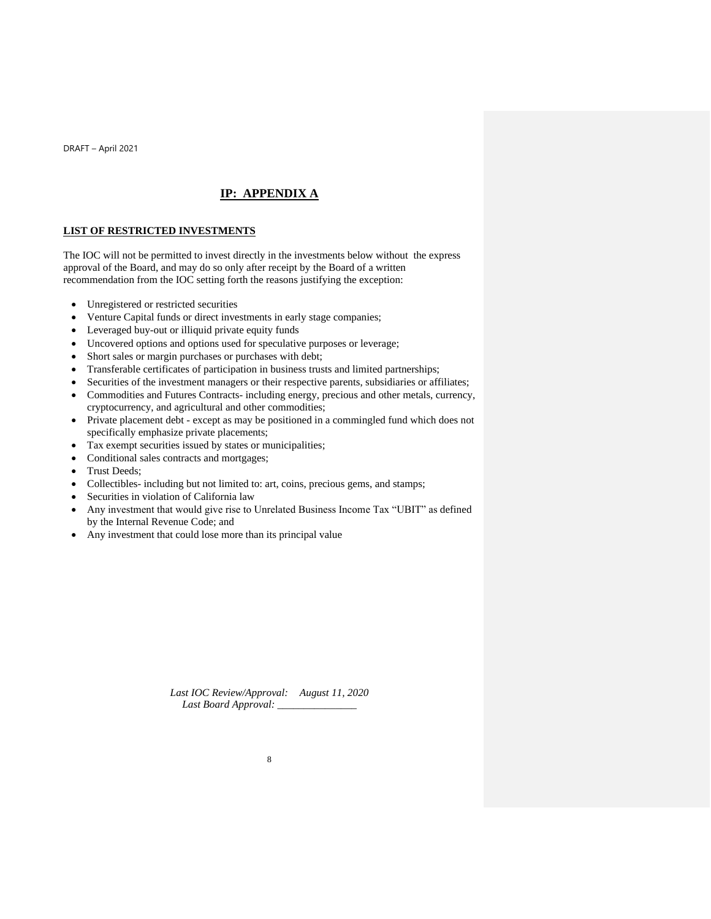DRAFT – April 2021

# IP: APPENDIX A

## LIST OF RESTRICTED INVESTMENTS

The IOC will not be permitted to invest directly in the investments below without the express approval of the Board, and may do so only after receipt by the Board of a written recommendation from the IOC setting forth the reasons justifying the exception:

- Unregistered or restricted securities
- Venture Capital funds or direct investments in early stage companies;
- Leveraged buy-out or illiquid private equity funds
- Uncovered options and options used for speculative purposes or leverage;
- Short sales or margin purchases or purchases with debt;
- Transferable certificates of participation in business trusts and limited partnerships;
- Securities of the investment managers or their respective parents, subsidiaries or affiliates;
- Commodities and Futures Contracts- including energy, precious and other metals, currency, cryptocurrency, and agricultural and other commodities;
- Private placement debt - except as may be positioned in a commingled fund which does not specifically emphasize private placements;
- Tax exempt securities issued by states or municipalities;
- Conditional sales contracts and mortgages;
- Trust Deeds;
- Collectibles- including but not limited to: art, coins, precious gems, and stamps;
- Securities in violation of California law
- Any investment that would give rise to Unrelated Business Income Tax "UBIT" as defined by the Internal Revenue Code; and
- Any investment that could lose more than its principal value

*Last IOC Review/Approval: August 11, 2020*
*Last Board Approval: _______________*